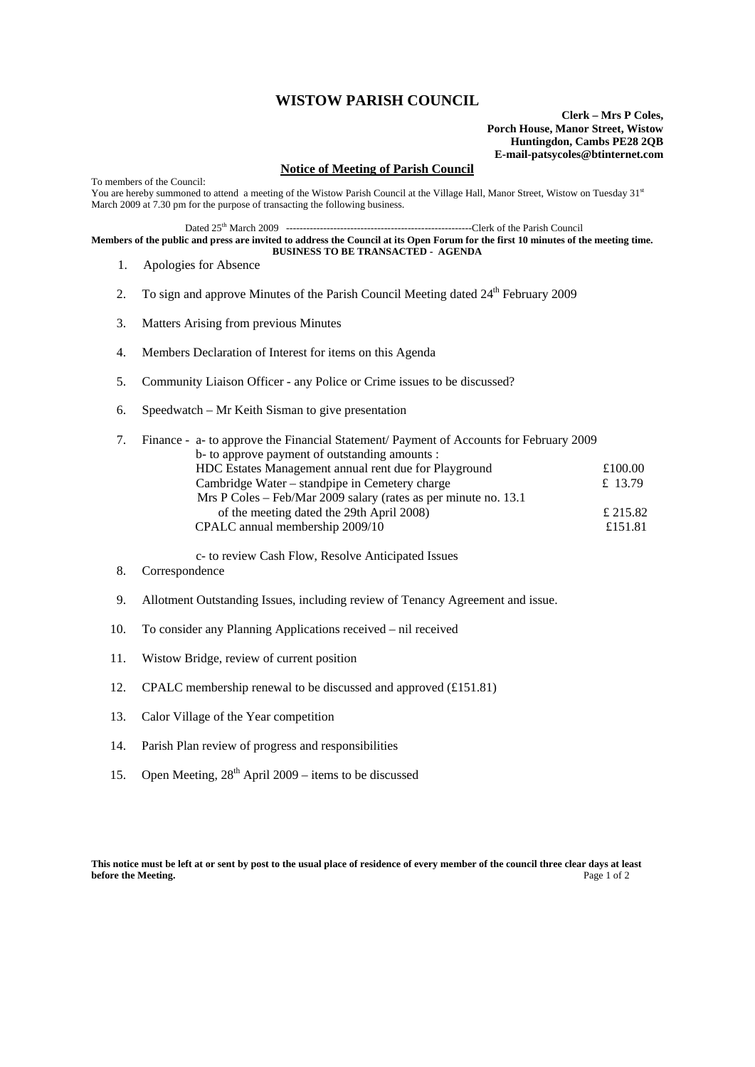# WISTOW PARISH COUNCIL

**Clerk – Mrs P Coles,**
**Porch House, Manor Street, Wistow**
**Huntingdon, Cambs PE28 2QB**
**E-mail-patsycoles@btinternet.com**

## Notice of Meeting of Parish Council

To members of the Council:
You are hereby summoned to attend a meeting of the Wistow Parish Council at the Village Hall, Manor Street, Wistow on Tuesday 31st March 2009 at 7.30 pm for the purpose of transacting the following business.

Dated 25th March 2009 --------------------------------------------------------Clerk of the Parish Council

**Members of the public and press are invited to address the Council at its Open Forum for the first 10 minutes of the meeting time.**

**BUSINESS TO BE TRANSACTED - AGENDA**

1. Apologies for Absence
2. To sign and approve Minutes of the Parish Council Meeting dated 24th February 2009
3. Matters Arising from previous Minutes
4. Members Declaration of Interest for items on this Agenda
5. Community Liaison Officer - any Police or Crime issues to be discussed?
6. Speedwatch – Mr Keith Sisman to give presentation
7. Finance - a- to approve the Financial Statement/ Payment of Accounts for February 2009
   b- to approve payment of outstanding amounts :

   | | |
   |---|---|
   | HDC Estates Management annual rent due for Playground | £100.00 |
   | Cambridge Water – standpipe in Cemetery charge | £ 13.79 |
   | Mrs P Coles – Feb/Mar 2009 salary (rates as per minute no. 13.1 of the meeting dated the 29th April 2008) | £ 215.82 |
   | CPALC annual membership 2009/10 | £151.81 |

   c- to review Cash Flow, Resolve Anticipated Issues
8. Correspondence
9. Allotment Outstanding Issues, including review of Tenancy Agreement and issue.
10. To consider any Planning Applications received – nil received
11. Wistow Bridge, review of current position
12. CPALC membership renewal to be discussed and approved (£151.81)
13. Calor Village of the Year competition
14. Parish Plan review of progress and responsibilities
15. Open Meeting, 28th April 2009 – items to be discussed

**This notice must be left at or sent by post to the usual place of residence of every member of the council three clear days at least before the Meeting.**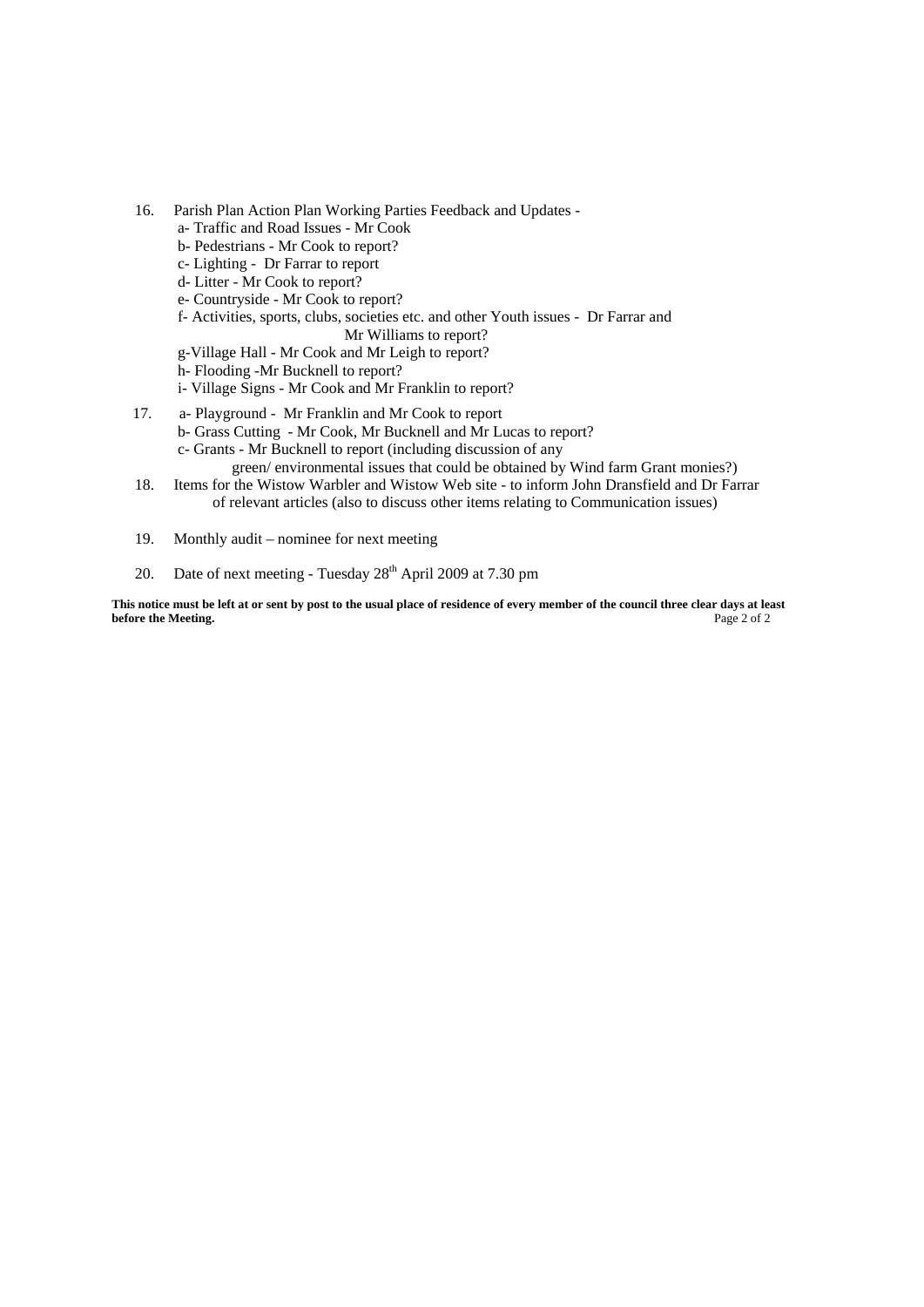16. Parish Plan Action Plan Working Parties Feedback and Updates -
    - a- Traffic and Road Issues - Mr Cook
    - b- Pedestrians - Mr Cook to report?
    - c- Lighting - Dr Farrar to report
    - d- Litter - Mr Cook to report?
    - e- Countryside - Mr Cook to report?
    - f- Activities, sports, clubs, societies etc. and other Youth issues - Dr Farrar and Mr Williams to report?
    - g-Village Hall - Mr Cook and Mr Leigh to report?
    - h- Flooding -Mr Bucknell to report?
    - i- Village Signs - Mr Cook and Mr Franklin to report?

17.
    - a- Playground - Mr Franklin and Mr Cook to report
    - b- Grass Cutting - Mr Cook, Mr Bucknell and Mr Lucas to report?
    - c- Grants - Mr Bucknell to report (including discussion of any green/ environmental issues that could be obtained by Wind farm Grant monies?)

18. Items for the Wistow Warbler and Wistow Web site - to inform John Dransfield and Dr Farrar of relevant articles (also to discuss other items relating to Communication issues)

19. Monthly audit – nominee for next meeting

20. Date of next meeting - Tuesday 28th April 2009 at 7.30 pm

**This notice must be left at or sent by post to the usual place of residence of every member of the council three clear days at least before the Meeting.**